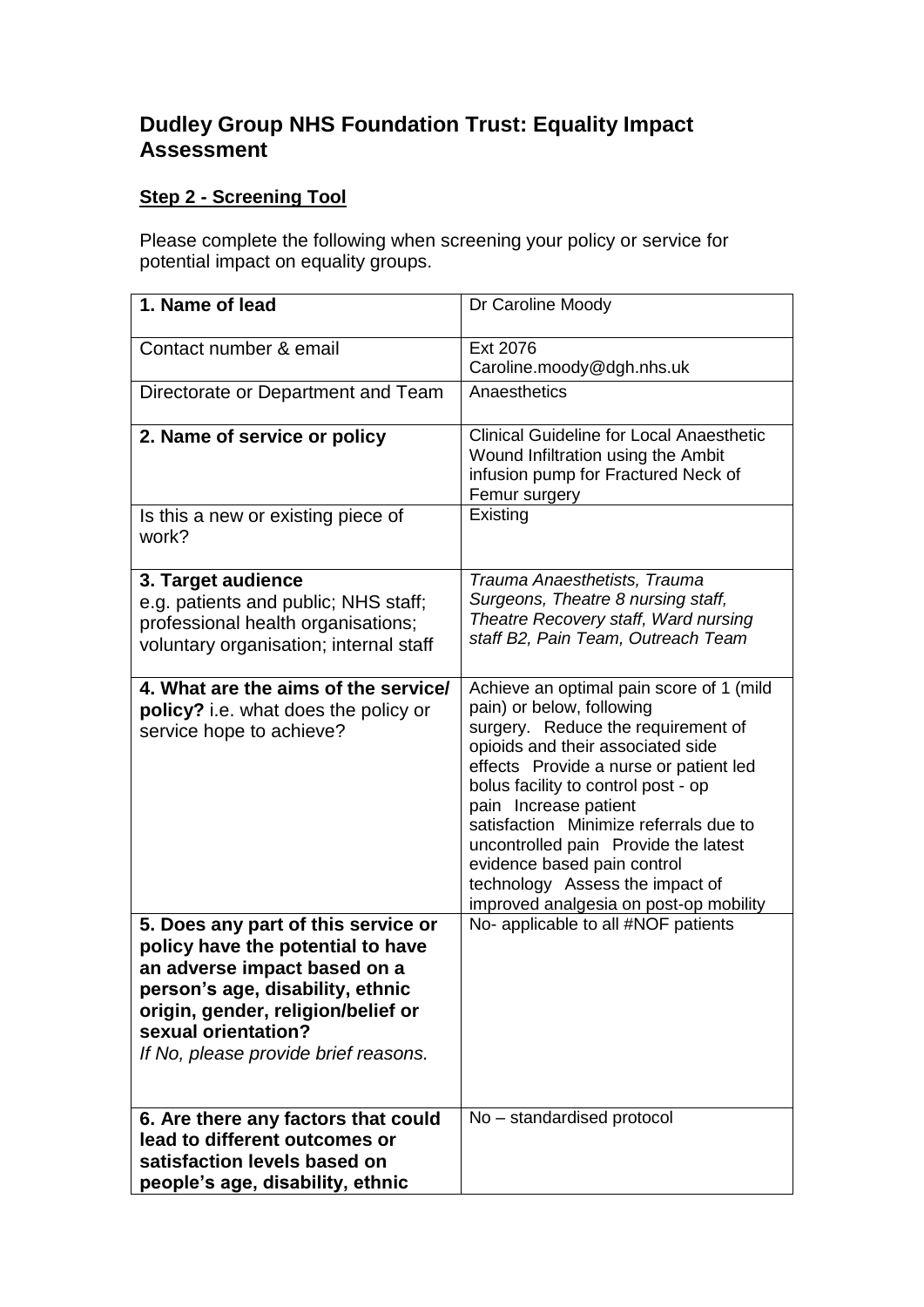# Dudley Group NHS Foundation Trust: Equality Impact Assessment

**Step 2 - Screening Tool**

Please complete the following when screening your policy or service for potential impact on equality groups.

| | |
|---|---|
| **1. Name of lead** | Dr Caroline Moody |
| Contact number & email | Ext 2076<br>Caroline.moody@dgh.nhs.uk |
| Directorate or Department and Team | Anaesthetics |
| **2. Name of service or policy** | Clinical Guideline for Local Anaesthetic Wound Infiltration using the Ambit infusion pump for Fractured Neck of Femur surgery |
| Is this a new or existing piece of work? | Existing |
| **3. Target audience**<br>e.g. patients and public; NHS staff; professional health organisations; voluntary organisation; internal staff | *Trauma Anaesthetists, Trauma Surgeons, Theatre 8 nursing staff, Theatre Recovery staff, Ward nursing staff B2, Pain Team, Outreach Team* |
| **4. What are the aims of the service/ policy?** i.e. what does the policy or service hope to achieve? | Achieve an optimal pain score of 1 (mild pain) or below, following surgery. Reduce the requirement of opioids and their associated side effects Provide a nurse or patient led bolus facility to control post - op pain Increase patient satisfaction Minimize referrals due to uncontrolled pain Provide the latest evidence based pain control technology Assess the impact of improved analgesia on post-op mobility |
| **5. Does any part of this service or policy have the potential to have an adverse impact based on a person's age, disability, ethnic origin, gender, religion/belief or sexual orientation?**<br>*If No, please provide brief reasons.* | No- applicable to all #NOF patients |
| **6. Are there any factors that could lead to different outcomes or satisfaction levels based on people's age, disability, ethnic** | No – standardised protocol |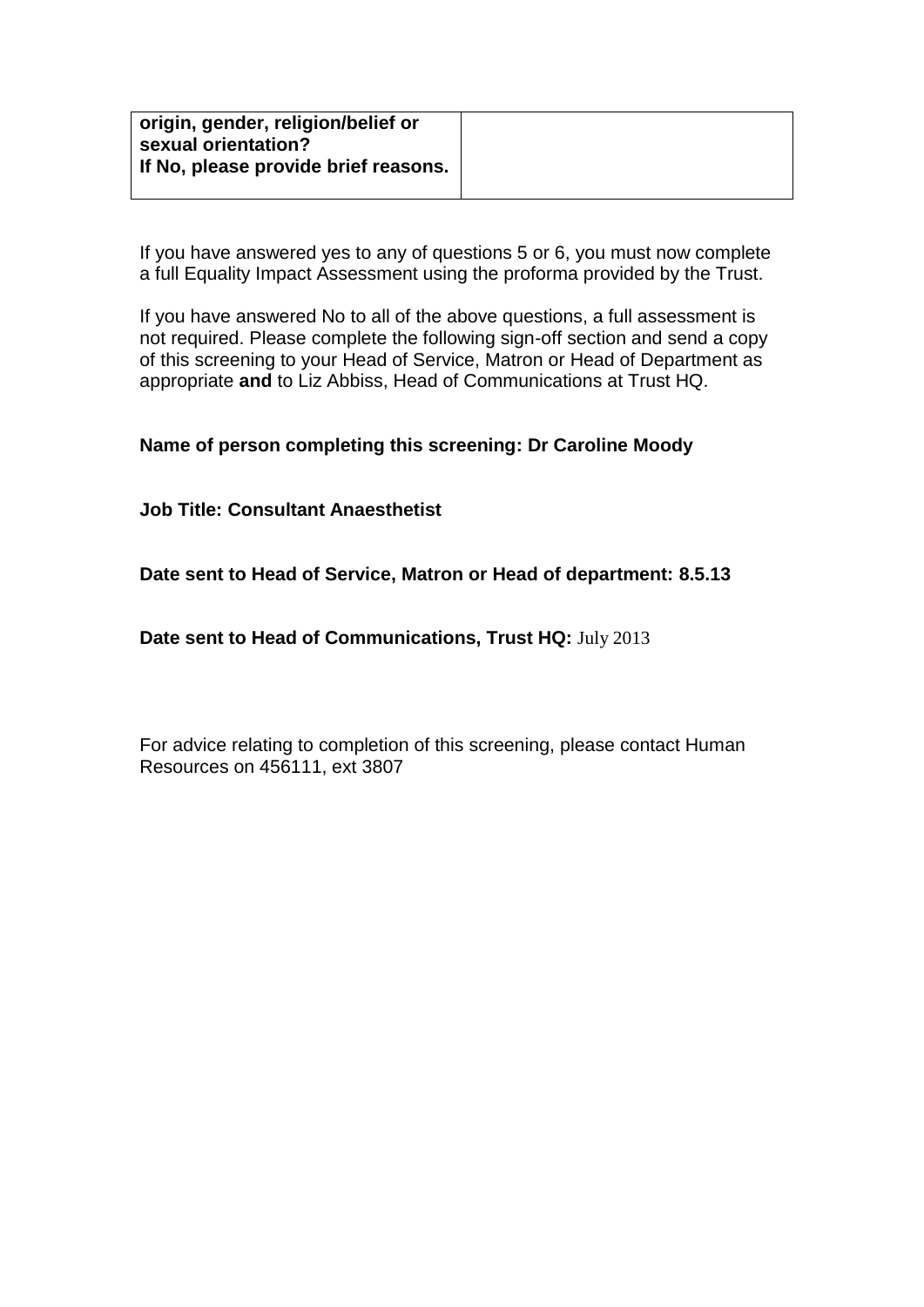| | |
|---|---|
| **origin, gender, religion/belief or sexual orientation?** **If No, please provide brief reasons.** | |

If you have answered yes to any of questions 5 or 6, you must now complete a full Equality Impact Assessment using the proforma provided by the Trust.

If you have answered No to all of the above questions, a full assessment is not required. Please complete the following sign-off section and send a copy of this screening to your Head of Service, Matron or Head of Department as appropriate **and** to Liz Abbiss, Head of Communications at Trust HQ.

**Name of person completing this screening: Dr Caroline Moody**

**Job Title: Consultant Anaesthetist**

**Date sent to Head of Service, Matron or Head of department: 8.5.13**

**Date sent to Head of Communications, Trust HQ:** July 2013

For advice relating to completion of this screening, please contact Human Resources on 456111, ext 3807